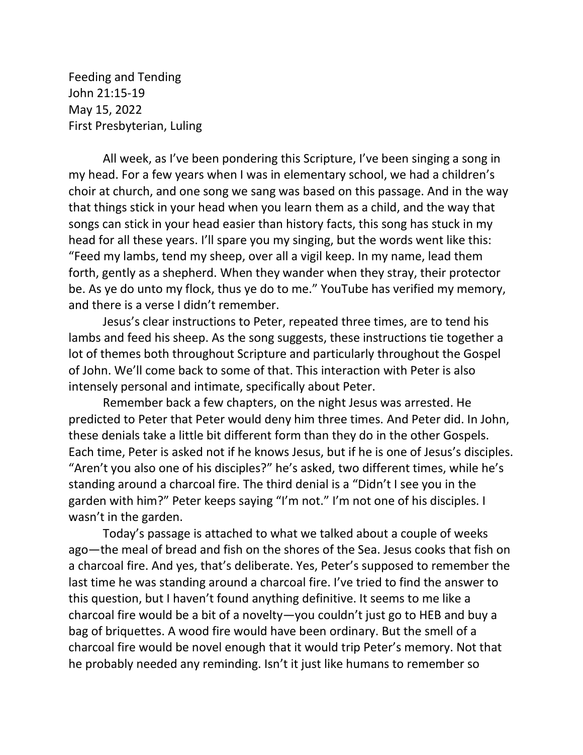Feeding and Tending
John 21:15-19
May 15, 2022
First Presbyterian, Luling

All week, as I've been pondering this Scripture, I've been singing a song in my head. For a few years when I was in elementary school, we had a children's choir at church, and one song we sang was based on this passage. And in the way that things stick in your head when you learn them as a child, and the way that songs can stick in your head easier than history facts, this song has stuck in my head for all these years. I'll spare you my singing, but the words went like this: "Feed my lambs, tend my sheep, over all a vigil keep. In my name, lead them forth, gently as a shepherd. When they wander when they stray, their protector be. As ye do unto my flock, thus ye do to me." YouTube has verified my memory, and there is a verse I didn't remember.

Jesus's clear instructions to Peter, repeated three times, are to tend his lambs and feed his sheep. As the song suggests, these instructions tie together a lot of themes both throughout Scripture and particularly throughout the Gospel of John. We'll come back to some of that. This interaction with Peter is also intensely personal and intimate, specifically about Peter.

Remember back a few chapters, on the night Jesus was arrested. He predicted to Peter that Peter would deny him three times. And Peter did. In John, these denials take a little bit different form than they do in the other Gospels. Each time, Peter is asked not if he knows Jesus, but if he is one of Jesus's disciples. "Aren't you also one of his disciples?" he's asked, two different times, while he's standing around a charcoal fire. The third denial is a "Didn't I see you in the garden with him?" Peter keeps saying "I'm not." I'm not one of his disciples. I wasn't in the garden.

Today's passage is attached to what we talked about a couple of weeks ago—the meal of bread and fish on the shores of the Sea. Jesus cooks that fish on a charcoal fire. And yes, that's deliberate. Yes, Peter's supposed to remember the last time he was standing around a charcoal fire. I've tried to find the answer to this question, but I haven't found anything definitive. It seems to me like a charcoal fire would be a bit of a novelty—you couldn't just go to HEB and buy a bag of briquettes. A wood fire would have been ordinary. But the smell of a charcoal fire would be novel enough that it would trip Peter's memory. Not that he probably needed any reminding. Isn't it just like humans to remember so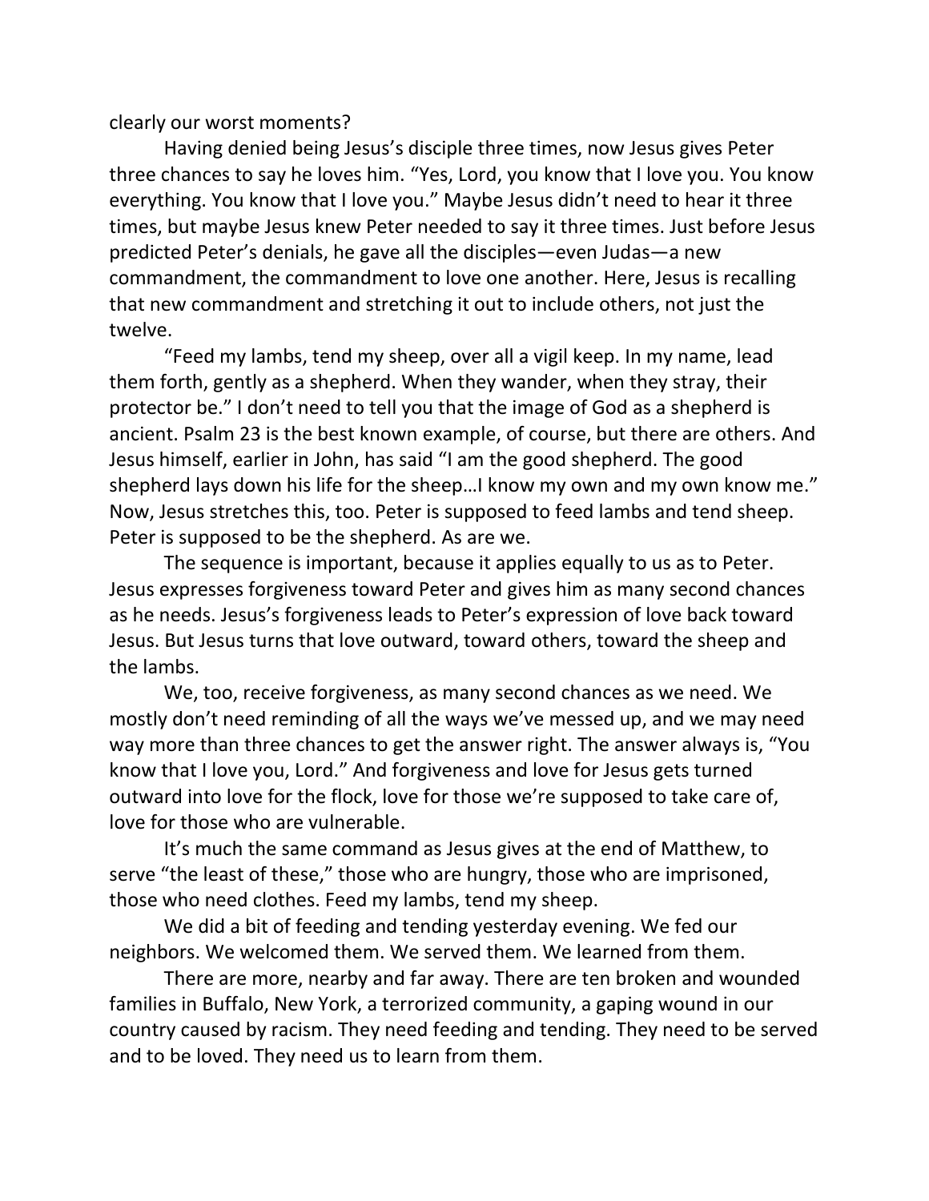clearly our worst moments?

Having denied being Jesus's disciple three times, now Jesus gives Peter three chances to say he loves him. "Yes, Lord, you know that I love you. You know everything. You know that I love you." Maybe Jesus didn't need to hear it three times, but maybe Jesus knew Peter needed to say it three times. Just before Jesus predicted Peter's denials, he gave all the disciples—even Judas—a new commandment, the commandment to love one another. Here, Jesus is recalling that new commandment and stretching it out to include others, not just the twelve.

"Feed my lambs, tend my sheep, over all a vigil keep. In my name, lead them forth, gently as a shepherd. When they wander, when they stray, their protector be." I don't need to tell you that the image of God as a shepherd is ancient. Psalm 23 is the best known example, of course, but there are others. And Jesus himself, earlier in John, has said "I am the good shepherd. The good shepherd lays down his life for the sheep…I know my own and my own know me." Now, Jesus stretches this, too. Peter is supposed to feed lambs and tend sheep. Peter is supposed to be the shepherd. As are we.

The sequence is important, because it applies equally to us as to Peter. Jesus expresses forgiveness toward Peter and gives him as many second chances as he needs. Jesus's forgiveness leads to Peter's expression of love back toward Jesus. But Jesus turns that love outward, toward others, toward the sheep and the lambs.

We, too, receive forgiveness, as many second chances as we need. We mostly don't need reminding of all the ways we've messed up, and we may need way more than three chances to get the answer right. The answer always is, "You know that I love you, Lord." And forgiveness and love for Jesus gets turned outward into love for the flock, love for those we're supposed to take care of, love for those who are vulnerable.

It's much the same command as Jesus gives at the end of Matthew, to serve "the least of these," those who are hungry, those who are imprisoned, those who need clothes. Feed my lambs, tend my sheep.

We did a bit of feeding and tending yesterday evening. We fed our neighbors. We welcomed them. We served them. We learned from them.

There are more, nearby and far away. There are ten broken and wounded families in Buffalo, New York, a terrorized community, a gaping wound in our country caused by racism. They need feeding and tending. They need to be served and to be loved. They need us to learn from them.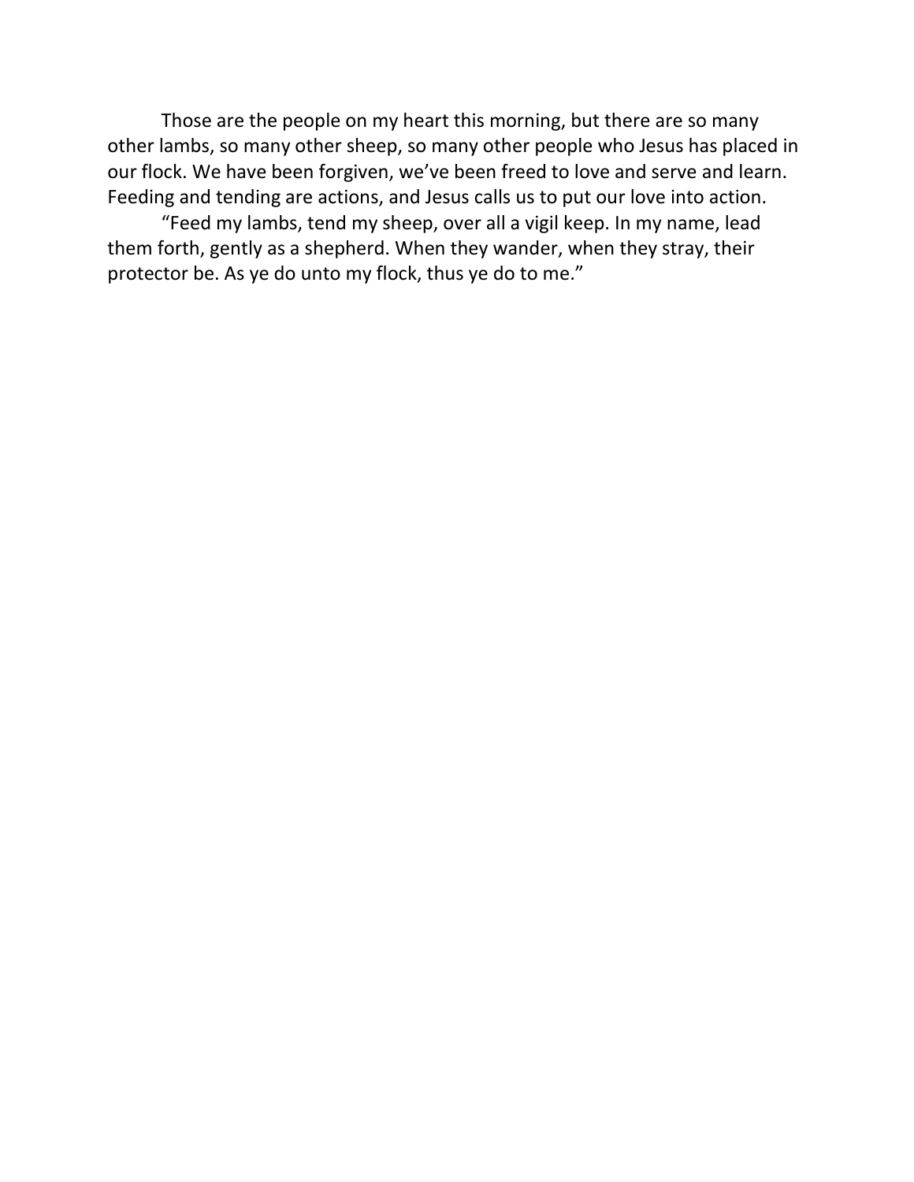Those are the people on my heart this morning, but there are so many other lambs, so many other sheep, so many other people who Jesus has placed in our flock. We have been forgiven, we've been freed to love and serve and learn. Feeding and tending are actions, and Jesus calls us to put our love into action.

"Feed my lambs, tend my sheep, over all a vigil keep. In my name, lead them forth, gently as a shepherd. When they wander, when they stray, their protector be. As ye do unto my flock, thus ye do to me."